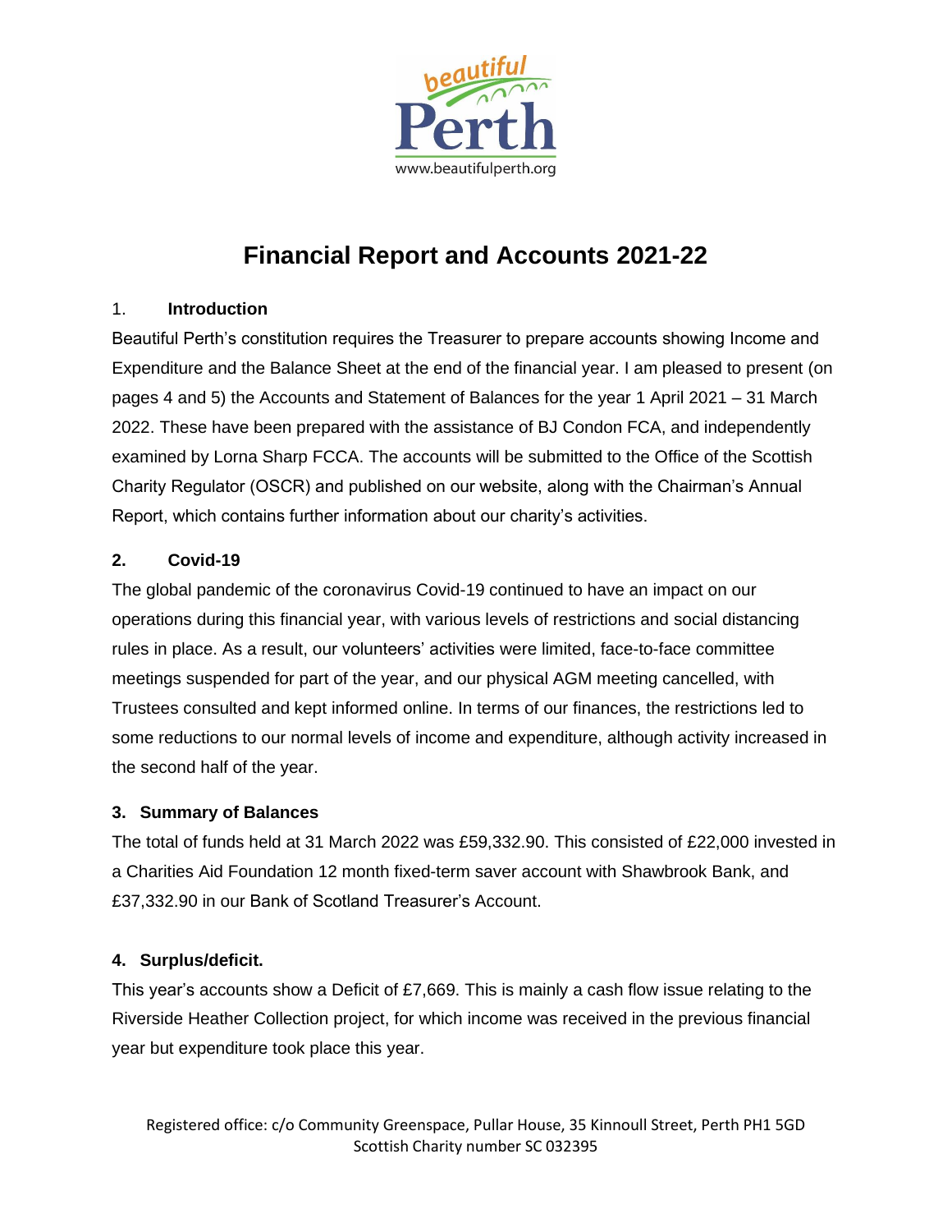beautiful Perth
www.beautifulperth.org

# Financial Report and Accounts 2021-22

## 1. Introduction

Beautiful Perth's constitution requires the Treasurer to prepare accounts showing Income and Expenditure and the Balance Sheet at the end of the financial year. I am pleased to present (on pages 4 and 5) the Accounts and Statement of Balances for the year 1 April 2021 – 31 March 2022. These have been prepared with the assistance of BJ Condon FCA, and independently examined by Lorna Sharp FCCA. The accounts will be submitted to the Office of the Scottish Charity Regulator (OSCR) and published on our website, along with the Chairman's Annual Report, which contains further information about our charity's activities.

## 2. Covid-19

The global pandemic of the coronavirus Covid-19 continued to have an impact on our operations during this financial year, with various levels of restrictions and social distancing rules in place. As a result, our volunteers' activities were limited, face-to-face committee meetings suspended for part of the year, and our physical AGM meeting cancelled, with Trustees consulted and kept informed online. In terms of our finances, the restrictions led to some reductions to our normal levels of income and expenditure, although activity increased in the second half of the year.

## 3. Summary of Balances

The total of funds held at 31 March 2022 was £59,332.90. This consisted of £22,000 invested in a Charities Aid Foundation 12 month fixed-term saver account with Shawbrook Bank, and £37,332.90 in our Bank of Scotland Treasurer's Account.

## 4. Surplus/deficit.

This year's accounts show a Deficit of £7,669. This is mainly a cash flow issue relating to the Riverside Heather Collection project, for which income was received in the previous financial year but expenditure took place this year.

Registered office: c/o Community Greenspace, Pullar House, 35 Kinnoull Street, Perth PH1 5GD
Scottish Charity number SC 032395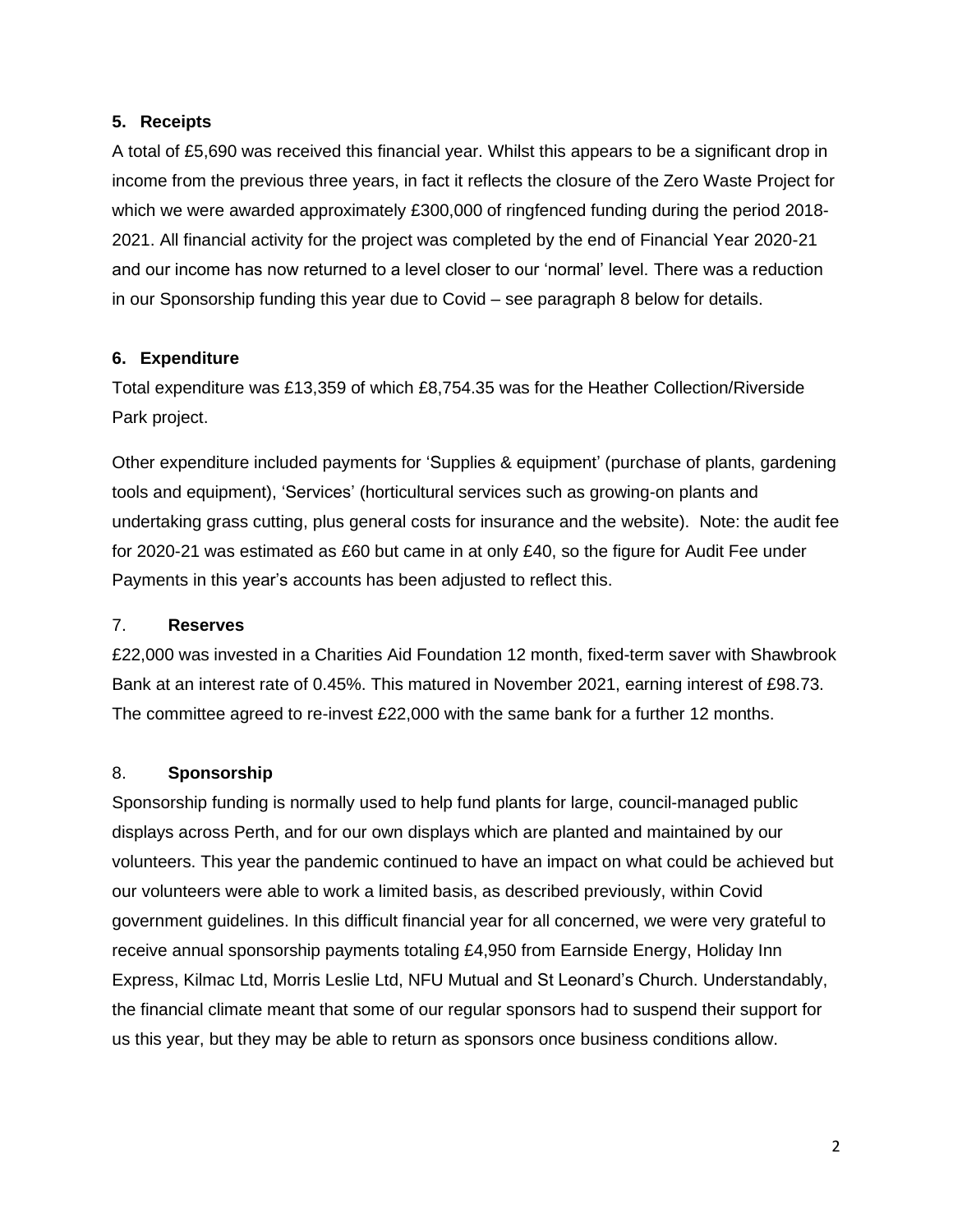## 5. Receipts

A total of £5,690 was received this financial year. Whilst this appears to be a significant drop in income from the previous three years, in fact it reflects the closure of the Zero Waste Project for which we were awarded approximately £300,000 of ringfenced funding during the period 2018-2021. All financial activity for the project was completed by the end of Financial Year 2020-21 and our income has now returned to a level closer to our 'normal' level. There was a reduction in our Sponsorship funding this year due to Covid – see paragraph 8 below for details.

## 6. Expenditure

Total expenditure was £13,359 of which £8,754.35 was for the Heather Collection/Riverside Park project.

Other expenditure included payments for 'Supplies & equipment' (purchase of plants, gardening tools and equipment), 'Services' (horticultural services such as growing-on plants and undertaking grass cutting, plus general costs for insurance and the website). Note: the audit fee for 2020-21 was estimated as £60 but came in at only £40, so the figure for Audit Fee under Payments in this year's accounts has been adjusted to reflect this.

## 7. Reserves

£22,000 was invested in a Charities Aid Foundation 12 month, fixed-term saver with Shawbrook Bank at an interest rate of 0.45%. This matured in November 2021, earning interest of £98.73. The committee agreed to re-invest £22,000 with the same bank for a further 12 months.

## 8. Sponsorship

Sponsorship funding is normally used to help fund plants for large, council-managed public displays across Perth, and for our own displays which are planted and maintained by our volunteers. This year the pandemic continued to have an impact on what could be achieved but our volunteers were able to work a limited basis, as described previously, within Covid government guidelines. In this difficult financial year for all concerned, we were very grateful to receive annual sponsorship payments totaling £4,950 from Earnside Energy, Holiday Inn Express, Kilmac Ltd, Morris Leslie Ltd, NFU Mutual and St Leonard's Church. Understandably, the financial climate meant that some of our regular sponsors had to suspend their support for us this year, but they may be able to return as sponsors once business conditions allow.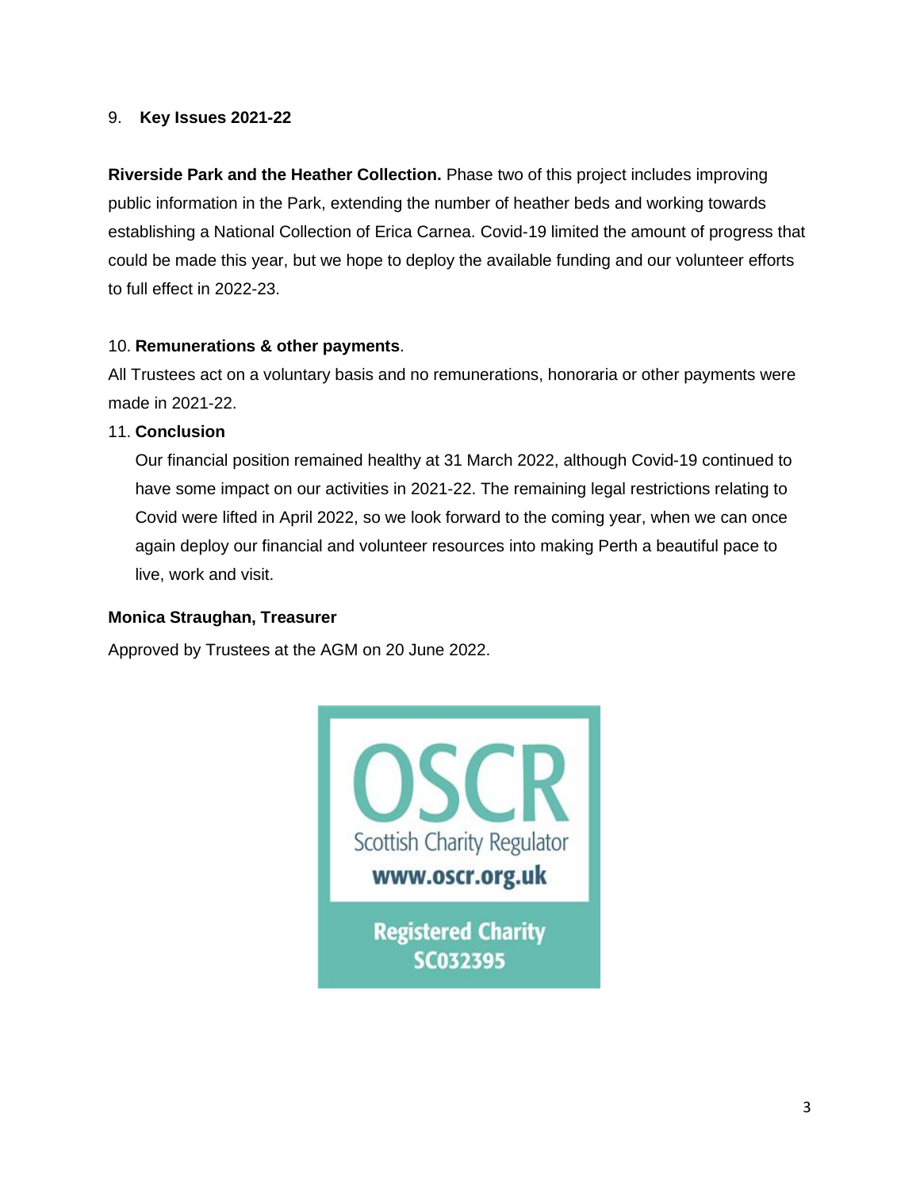9. **Key Issues 2021-22**

**Riverside Park and the Heather Collection.** Phase two of this project includes improving public information in the Park, extending the number of heather beds and working towards establishing a National Collection of Erica Carnea. Covid-19 limited the amount of progress that could be made this year, but we hope to deploy the available funding and our volunteer efforts to full effect in 2022-23.

10. **Remunerations & other payments**.

All Trustees act on a voluntary basis and no remunerations, honoraria or other payments were made in 2021-22.

11. **Conclusion**

Our financial position remained healthy at 31 March 2022, although Covid-19 continued to have some impact on our activities in 2021-22. The remaining legal restrictions relating to Covid were lifted in April 2022, so we look forward to the coming year, when we can once again deploy our financial and volunteer resources into making Perth a beautiful pace to live, work and visit.

**Monica Straughan, Treasurer**

Approved by Trustees at the AGM on 20 June 2022.

OSCR
Scottish Charity Regulator
www.oscr.org.uk
Registered Charity
SC032395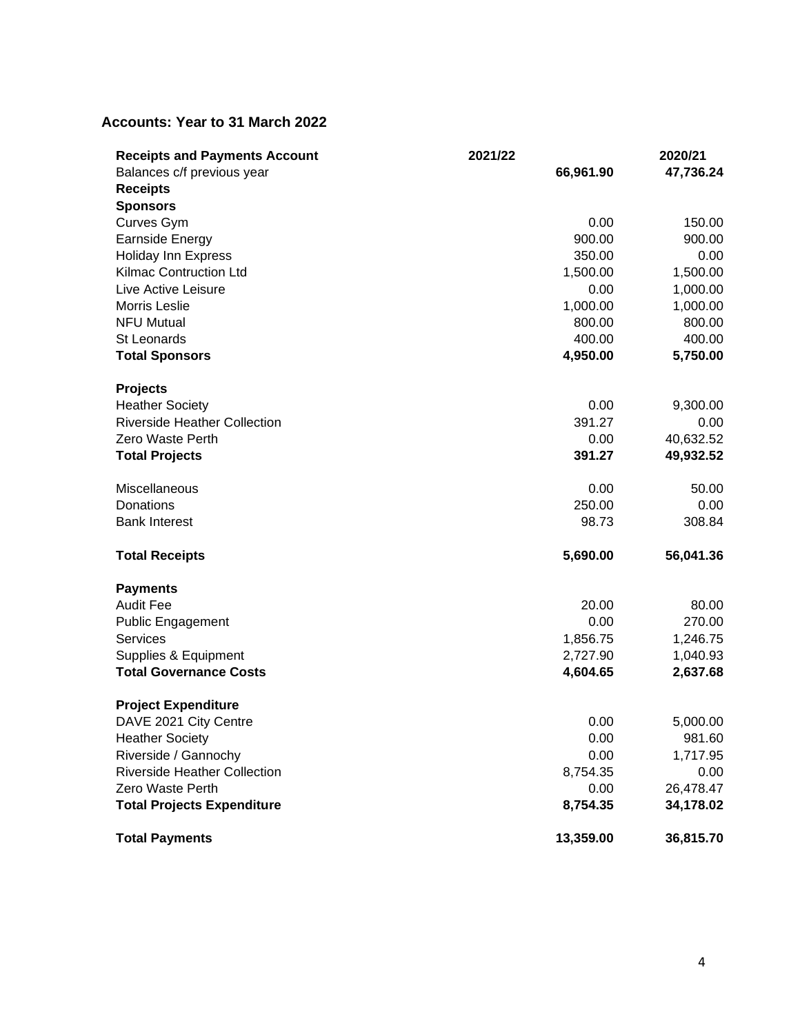## Accounts: Year to 31 March 2022

| **Receipts and Payments Account** | **2021/22** | **2020/21** |
|---|---|---|
| Balances c/f previous year | **66,961.90** | **47,736.24** |
| **Receipts** | | |
| **Sponsors** | | |
| Curves Gym | 0.00 | 150.00 |
| Earnside Energy | 900.00 | 900.00 |
| Holiday Inn Express | 350.00 | 0.00 |
| Kilmac Contruction Ltd | 1,500.00 | 1,500.00 |
| Live Active Leisure | 0.00 | 1,000.00 |
| Morris Leslie | 1,000.00 | 1,000.00 |
| NFU Mutual | 800.00 | 800.00 |
| St Leonards | 400.00 | 400.00 |
| **Total Sponsors** | **4,950.00** | **5,750.00** |
| | | |
| **Projects** | | |
| Heather Society | 0.00 | 9,300.00 |
| Riverside Heather Collection | 391.27 | 0.00 |
| Zero Waste Perth | 0.00 | 40,632.52 |
| **Total Projects** | **391.27** | **49,932.52** |
| | | |
| Miscellaneous | 0.00 | 50.00 |
| Donations | 250.00 | 0.00 |
| Bank Interest | 98.73 | 308.84 |
| | | |
| **Total Receipts** | **5,690.00** | **56,041.36** |
| | | |
| **Payments** | | |
| Audit Fee | 20.00 | 80.00 |
| Public Engagement | 0.00 | 270.00 |
| Services | 1,856.75 | 1,246.75 |
| Supplies & Equipment | 2,727.90 | 1,040.93 |
| **Total Governance Costs** | **4,604.65** | **2,637.68** |
| | | |
| **Project Expenditure** | | |
| DAVE 2021 City Centre | 0.00 | 5,000.00 |
| Heather Society | 0.00 | 981.60 |
| Riverside / Gannochy | 0.00 | 1,717.95 |
| Riverside Heather Collection | 8,754.35 | 0.00 |
| Zero Waste Perth | 0.00 | 26,478.47 |
| **Total Projects Expenditure** | **8,754.35** | **34,178.02** |
| | | |
| **Total Payments** | **13,359.00** | **36,815.70** |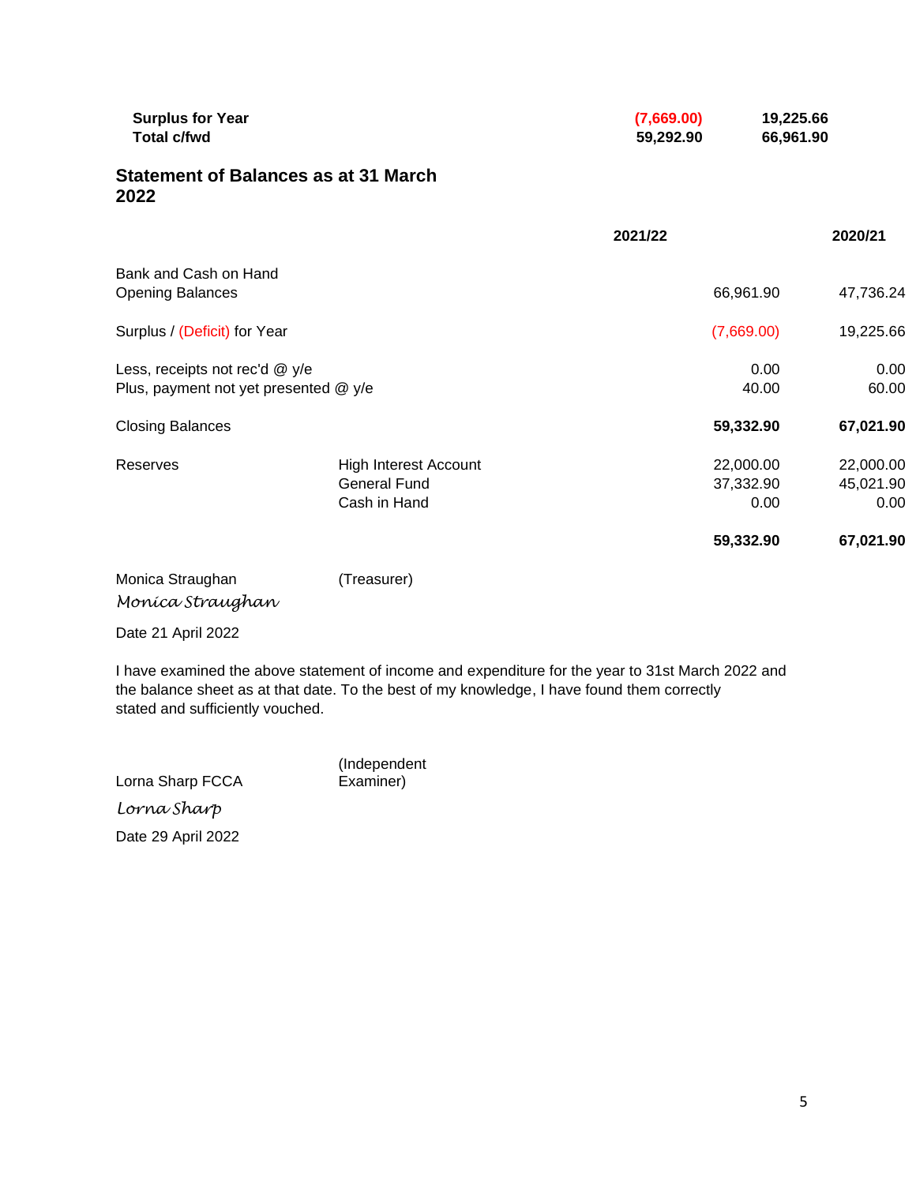| | | |
|---|---|---|
| **Surplus for Year** | **(7,669.00)** | **19,225.66** |
| **Total c/fwd** | **59,292.90** | **66,961.90** |

## Statement of Balances as at 31 March 2022

| | | 2021/22 | 2020/21 |
|---|---|---|---|
| Bank and Cash on Hand | | | |
| Opening Balances | | 66,961.90 | 47,736.24 |
| Surplus / (Deficit) for Year | | (7,669.00) | 19,225.66 |
| Less, receipts not rec'd @ y/e | | 0.00 | 0.00 |
| Plus, payment not yet presented @ y/e | | 40.00 | 60.00 |
| Closing Balances | | **59,332.90** | **67,021.90** |
| Reserves | High Interest Account | 22,000.00 | 22,000.00 |
| | General Fund | 37,332.90 | 45,021.90 |
| | Cash in Hand | 0.00 | 0.00 |
| | | **59,332.90** | **67,021.90** |

Monica Straughan (Treasurer)

*Monica Straughan*

Date 21 April 2022

I have examined the above statement of income and expenditure for the year to 31st March 2022 and the balance sheet as at that date. To the best of my knowledge, I have found them correctly stated and sufficiently vouched.

Lorna Sharp FCCA (Independent Examiner)

*Lorna Sharp*

Date 29 April 2022